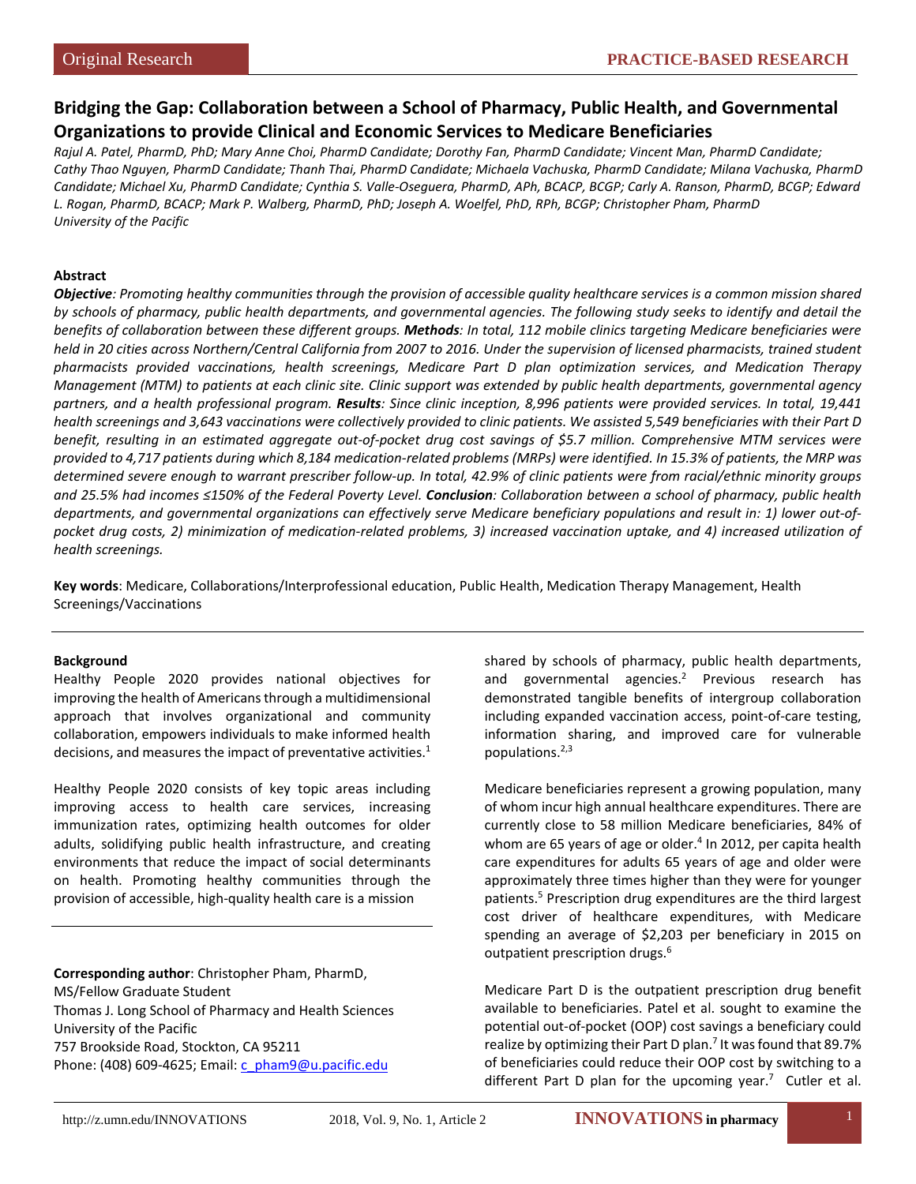Original Research

PRACTICE-BASED RESEARCH

# Bridging the Gap: Collaboration between a School of Pharmacy, Public Health, and Governmental Organizations to provide Clinical and Economic Services to Medicare Beneficiaries

*Rajul A. Patel, PharmD, PhD; Mary Anne Choi, PharmD Candidate; Dorothy Fan, PharmD Candidate; Vincent Man, PharmD Candidate; Cathy Thao Nguyen, PharmD Candidate; Thanh Thai, PharmD Candidate; Michaela Vachuska, PharmD Candidate; Milana Vachuska, PharmD Candidate; Michael Xu, PharmD Candidate; Cynthia S. Valle-Oseguera, PharmD, APh, BCACP, BCGP; Carly A. Ranson, PharmD, BCGP; Edward L. Rogan, PharmD, BCACP; Mark P. Walberg, PharmD, PhD; Joseph A. Woelfel, PhD, RPh, BCGP; Christopher Pham, PharmD*
*University of the Pacific*

## Abstract

***Objective**: Promoting healthy communities through the provision of accessible quality healthcare services is a common mission shared by schools of pharmacy, public health departments, and governmental agencies. The following study seeks to identify and detail the benefits of collaboration between these different groups.* ***Methods**: In total, 112 mobile clinics targeting Medicare beneficiaries were held in 20 cities across Northern/Central California from 2007 to 2016. Under the supervision of licensed pharmacists, trained student pharmacists provided vaccinations, health screenings, Medicare Part D plan optimization services, and Medication Therapy Management (MTM) to patients at each clinic site. Clinic support was extended by public health departments, governmental agency partners, and a health professional program.* ***Results**: Since clinic inception, 8,996 patients were provided services. In total, 19,441 health screenings and 3,643 vaccinations were collectively provided to clinic patients. We assisted 5,549 beneficiaries with their Part D benefit, resulting in an estimated aggregate out-of-pocket drug cost savings of $5.7 million. Comprehensive MTM services were provided to 4,717 patients during which 8,184 medication-related problems (MRPs) were identified. In 15.3% of patients, the MRP was determined severe enough to warrant prescriber follow-up. In total, 42.9% of clinic patients were from racial/ethnic minority groups and 25.5% had incomes ≤150% of the Federal Poverty Level.* ***Conclusion**: Collaboration between a school of pharmacy, public health departments, and governmental organizations can effectively serve Medicare beneficiary populations and result in: 1) lower out-of-pocket drug costs, 2) minimization of medication-related problems, 3) increased vaccination uptake, and 4) increased utilization of health screenings.*

**Key words**: Medicare, Collaborations/Interprofessional education, Public Health, Medication Therapy Management, Health Screenings/Vaccinations

## Background

Healthy People 2020 provides national objectives for improving the health of Americans through a multidimensional approach that involves organizational and community collaboration, empowers individuals to make informed health decisions, and measures the impact of preventative activities.[1]

Healthy People 2020 consists of key topic areas including improving access to health care services, increasing immunization rates, optimizing health outcomes for older adults, solidifying public health infrastructure, and creating environments that reduce the impact of social determinants on health. Promoting healthy communities through the provision of accessible, high-quality health care is a mission shared by schools of pharmacy, public health departments, and governmental agencies.[2] Previous research has demonstrated tangible benefits of intergroup collaboration including expanded vaccination access, point-of-care testing, information sharing, and improved care for vulnerable populations.[2,3]

Medicare beneficiaries represent a growing population, many of whom incur high annual healthcare expenditures. There are currently close to 58 million Medicare beneficiaries, 84% of whom are 65 years of age or older.[4] In 2012, per capita health care expenditures for adults 65 years of age and older were approximately three times higher than they were for younger patients.[5] Prescription drug expenditures are the third largest cost driver of healthcare expenditures, with Medicare spending an average of $2,203 per beneficiary in 2015 on outpatient prescription drugs.[6]

Medicare Part D is the outpatient prescription drug benefit available to beneficiaries. Patel et al. sought to examine the potential out-of-pocket (OOP) cost savings a beneficiary could realize by optimizing their Part D plan.[7] It was found that 89.7% of beneficiaries could reduce their OOP cost by switching to a different Part D plan for the upcoming year.[7] Cutler et al.

**Corresponding author**: Christopher Pham, PharmD,
MS/Fellow Graduate Student
Thomas J. Long School of Pharmacy and Health Sciences
University of the Pacific
757 Brookside Road, Stockton, CA 95211
Phone: (408) 609-4625; Email: c_pham9@u.pacific.edu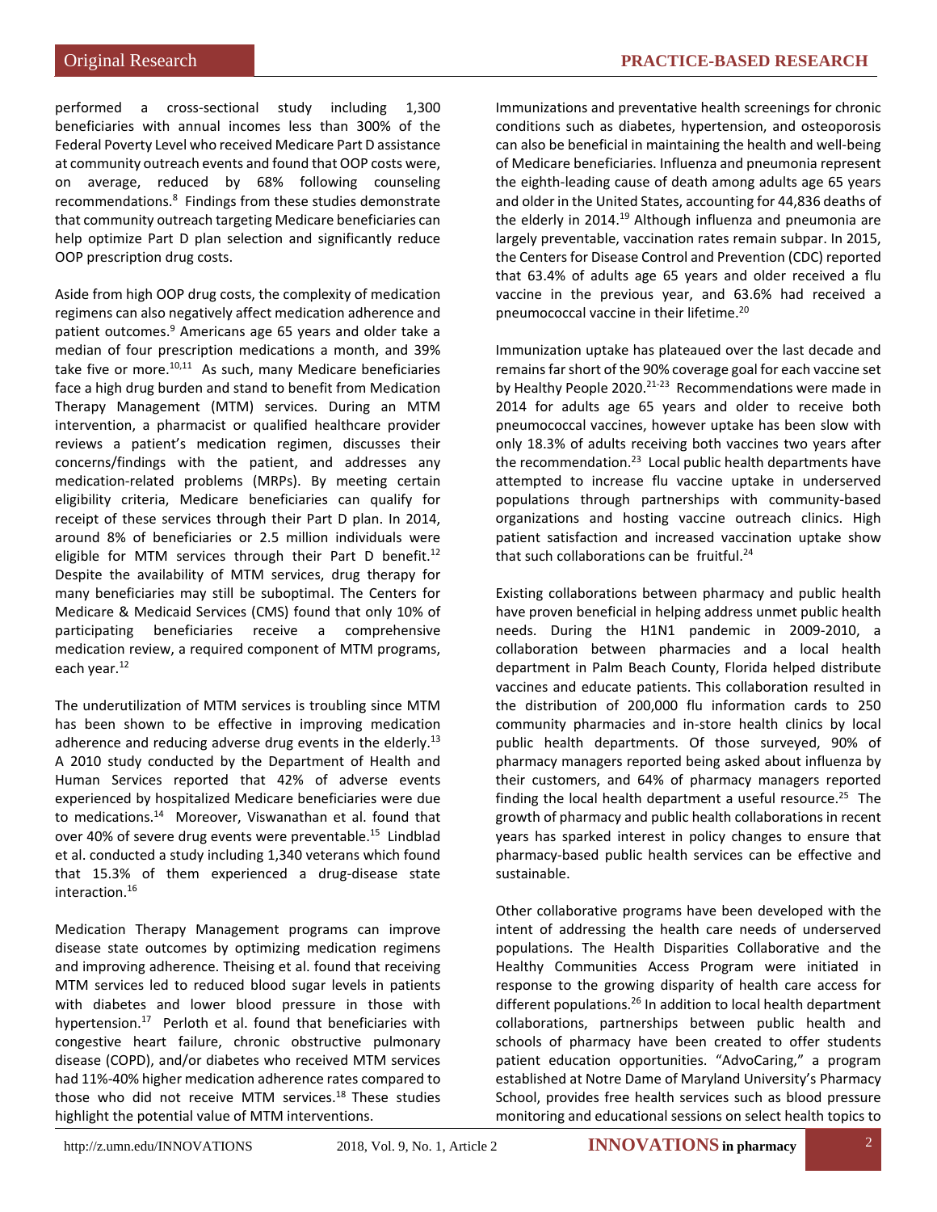performed a cross-sectional study including 1,300 beneficiaries with annual incomes less than 300% of the Federal Poverty Level who received Medicare Part D assistance at community outreach events and found that OOP costs were, on average, reduced by 68% following counseling recommendations.[8] Findings from these studies demonstrate that community outreach targeting Medicare beneficiaries can help optimize Part D plan selection and significantly reduce OOP prescription drug costs.

Aside from high OOP drug costs, the complexity of medication regimens can also negatively affect medication adherence and patient outcomes.[9] Americans age 65 years and older take a median of four prescription medications a month, and 39% take five or more.[10,11] As such, many Medicare beneficiaries face a high drug burden and stand to benefit from Medication Therapy Management (MTM) services. During an MTM intervention, a pharmacist or qualified healthcare provider reviews a patient's medication regimen, discusses their concerns/findings with the patient, and addresses any medication-related problems (MRPs). By meeting certain eligibility criteria, Medicare beneficiaries can qualify for receipt of these services through their Part D plan. In 2014, around 8% of beneficiaries or 2.5 million individuals were eligible for MTM services through their Part D benefit.[12] Despite the availability of MTM services, drug therapy for many beneficiaries may still be suboptimal. The Centers for Medicare & Medicaid Services (CMS) found that only 10% of participating beneficiaries receive a comprehensive medication review, a required component of MTM programs, each year.[12]

The underutilization of MTM services is troubling since MTM has been shown to be effective in improving medication adherence and reducing adverse drug events in the elderly.[13] A 2010 study conducted by the Department of Health and Human Services reported that 42% of adverse events experienced by hospitalized Medicare beneficiaries were due to medications.[14] Moreover, Viswanathan et al. found that over 40% of severe drug events were preventable.[15] Lindblad et al. conducted a study including 1,340 veterans which found that 15.3% of them experienced a drug-disease state interaction.[16]

Medication Therapy Management programs can improve disease state outcomes by optimizing medication regimens and improving adherence. Theising et al. found that receiving MTM services led to reduced blood sugar levels in patients with diabetes and lower blood pressure in those with hypertension.[17] Perloth et al. found that beneficiaries with congestive heart failure, chronic obstructive pulmonary disease (COPD), and/or diabetes who received MTM services had 11%-40% higher medication adherence rates compared to those who did not receive MTM services.[18] These studies highlight the potential value of MTM interventions.

Immunizations and preventative health screenings for chronic conditions such as diabetes, hypertension, and osteoporosis can also be beneficial in maintaining the health and well-being of Medicare beneficiaries. Influenza and pneumonia represent the eighth-leading cause of death among adults age 65 years and older in the United States, accounting for 44,836 deaths of the elderly in 2014.[19] Although influenza and pneumonia are largely preventable, vaccination rates remain subpar. In 2015, the Centers for Disease Control and Prevention (CDC) reported that 63.4% of adults age 65 years and older received a flu vaccine in the previous year, and 63.6% had received a pneumococcal vaccine in their lifetime.[20]

Immunization uptake has plateaued over the last decade and remains far short of the 90% coverage goal for each vaccine set by Healthy People 2020.[21-23] Recommendations were made in 2014 for adults age 65 years and older to receive both pneumococcal vaccines, however uptake has been slow with only 18.3% of adults receiving both vaccines two years after the recommendation.[23] Local public health departments have attempted to increase flu vaccine uptake in underserved populations through partnerships with community-based organizations and hosting vaccine outreach clinics. High patient satisfaction and increased vaccination uptake show that such collaborations can be fruitful.[24]

Existing collaborations between pharmacy and public health have proven beneficial in helping address unmet public health needs. During the H1N1 pandemic in 2009-2010, a collaboration between pharmacies and a local health department in Palm Beach County, Florida helped distribute vaccines and educate patients. This collaboration resulted in the distribution of 200,000 flu information cards to 250 community pharmacies and in-store health clinics by local public health departments. Of those surveyed, 90% of pharmacy managers reported being asked about influenza by their customers, and 64% of pharmacy managers reported finding the local health department a useful resource.[25] The growth of pharmacy and public health collaborations in recent years has sparked interest in policy changes to ensure that pharmacy-based public health services can be effective and sustainable.

Other collaborative programs have been developed with the intent of addressing the health care needs of underserved populations. The Health Disparities Collaborative and the Healthy Communities Access Program were initiated in response to the growing disparity of health care access for different populations.[26] In addition to local health department collaborations, partnerships between public health and schools of pharmacy have been created to offer students patient education opportunities. "AdvoCaring," a program established at Notre Dame of Maryland University's Pharmacy School, provides free health services such as blood pressure monitoring and educational sessions on select health topics to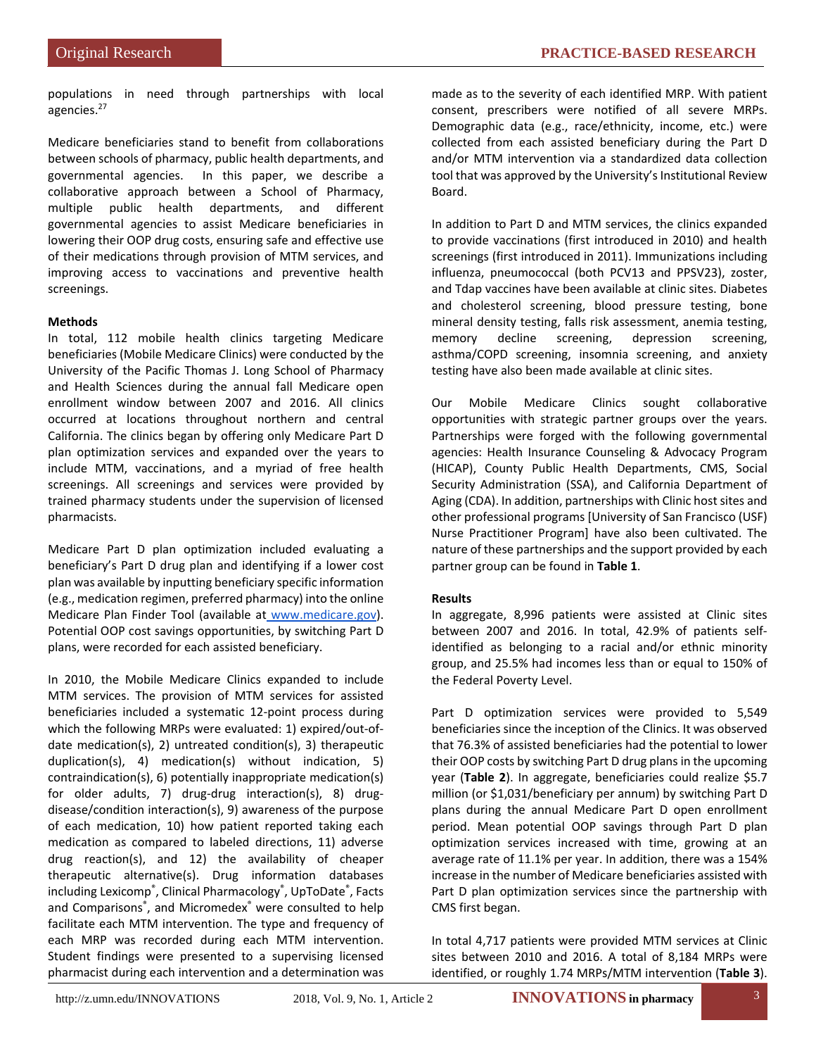populations in need through partnerships with local agencies.[27]

Medicare beneficiaries stand to benefit from collaborations between schools of pharmacy, public health departments, and governmental agencies. In this paper, we describe a collaborative approach between a School of Pharmacy, multiple public health departments, and different governmental agencies to assist Medicare beneficiaries in lowering their OOP drug costs, ensuring safe and effective use of their medications through provision of MTM services, and improving access to vaccinations and preventive health screenings.

**Methods**

In total, 112 mobile health clinics targeting Medicare beneficiaries (Mobile Medicare Clinics) were conducted by the University of the Pacific Thomas J. Long School of Pharmacy and Health Sciences during the annual fall Medicare open enrollment window between 2007 and 2016. All clinics occurred at locations throughout northern and central California. The clinics began by offering only Medicare Part D plan optimization services and expanded over the years to include MTM, vaccinations, and a myriad of free health screenings. All screenings and services were provided by trained pharmacy students under the supervision of licensed pharmacists.

Medicare Part D plan optimization included evaluating a beneficiary's Part D drug plan and identifying if a lower cost plan was available by inputting beneficiary specific information (e.g., medication regimen, preferred pharmacy) into the online Medicare Plan Finder Tool (available at www.medicare.gov). Potential OOP cost savings opportunities, by switching Part D plans, were recorded for each assisted beneficiary.

In 2010, the Mobile Medicare Clinics expanded to include MTM services. The provision of MTM services for assisted beneficiaries included a systematic 12-point process during which the following MRPs were evaluated: 1) expired/out-of-date medication(s), 2) untreated condition(s), 3) therapeutic duplication(s), 4) medication(s) without indication, 5) contraindication(s), 6) potentially inappropriate medication(s) for older adults, 7) drug-drug interaction(s), 8) drug-disease/condition interaction(s), 9) awareness of the purpose of each medication, 10) how patient reported taking each medication as compared to labeled directions, 11) adverse drug reaction(s), and 12) the availability of cheaper therapeutic alternative(s). Drug information databases including Lexicomp®, Clinical Pharmacology®, UpToDate®, Facts and Comparisons®, and Micromedex® were consulted to help facilitate each MTM intervention. The type and frequency of each MRP was recorded during each MTM intervention. Student findings were presented to a supervising licensed pharmacist during each intervention and a determination was made as to the severity of each identified MRP. With patient consent, prescribers were notified of all severe MRPs. Demographic data (e.g., race/ethnicity, income, etc.) were collected from each assisted beneficiary during the Part D and/or MTM intervention via a standardized data collection tool that was approved by the University's Institutional Review Board.

In addition to Part D and MTM services, the clinics expanded to provide vaccinations (first introduced in 2010) and health screenings (first introduced in 2011). Immunizations including influenza, pneumococcal (both PCV13 and PPSV23), zoster, and Tdap vaccines have been available at clinic sites. Diabetes and cholesterol screening, blood pressure testing, bone mineral density testing, falls risk assessment, anemia testing, memory decline screening, depression screening, asthma/COPD screening, insomnia screening, and anxiety testing have also been made available at clinic sites.

Our Mobile Medicare Clinics sought collaborative opportunities with strategic partner groups over the years. Partnerships were forged with the following governmental agencies: Health Insurance Counseling & Advocacy Program (HICAP), County Public Health Departments, CMS, Social Security Administration (SSA), and California Department of Aging (CDA). In addition, partnerships with Clinic host sites and other professional programs [University of San Francisco (USF) Nurse Practitioner Program] have also been cultivated. The nature of these partnerships and the support provided by each partner group can be found in **Table 1**.

**Results**

In aggregate, 8,996 patients were assisted at Clinic sites between 2007 and 2016. In total, 42.9% of patients self-identified as belonging to a racial and/or ethnic minority group, and 25.5% had incomes less than or equal to 150% of the Federal Poverty Level.

Part D optimization services were provided to 5,549 beneficiaries since the inception of the Clinics. It was observed that 76.3% of assisted beneficiaries had the potential to lower their OOP costs by switching Part D drug plans in the upcoming year (**Table 2**). In aggregate, beneficiaries could realize $5.7 million (or $1,031/beneficiary per annum) by switching Part D plans during the annual Medicare Part D open enrollment period. Mean potential OOP savings through Part D plan optimization services increased with time, growing at an average rate of 11.1% per year. In addition, there was a 154% increase in the number of Medicare beneficiaries assisted with Part D plan optimization services since the partnership with CMS first began.

In total 4,717 patients were provided MTM services at Clinic sites between 2010 and 2016. A total of 8,184 MRPs were identified, or roughly 1.74 MRPs/MTM intervention (**Table 3**).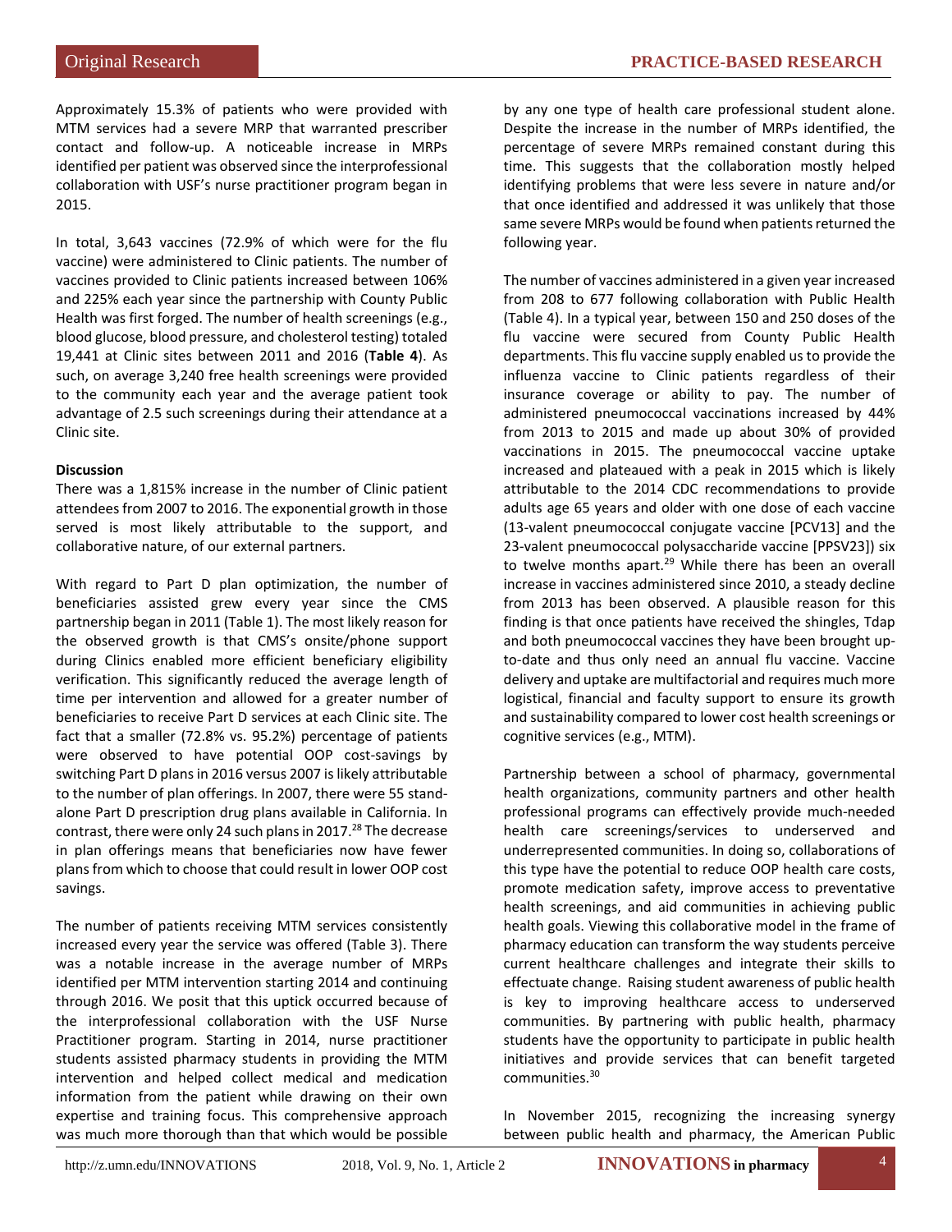Approximately 15.3% of patients who were provided with MTM services had a severe MRP that warranted prescriber contact and follow-up. A noticeable increase in MRPs identified per patient was observed since the interprofessional collaboration with USF's nurse practitioner program began in 2015.

In total, 3,643 vaccines (72.9% of which were for the flu vaccine) were administered to Clinic patients. The number of vaccines provided to Clinic patients increased between 106% and 225% each year since the partnership with County Public Health was first forged. The number of health screenings (e.g., blood glucose, blood pressure, and cholesterol testing) totaled 19,441 at Clinic sites between 2011 and 2016 (**Table 4**). As such, on average 3,240 free health screenings were provided to the community each year and the average patient took advantage of 2.5 such screenings during their attendance at a Clinic site.

**Discussion**

There was a 1,815% increase in the number of Clinic patient attendees from 2007 to 2016. The exponential growth in those served is most likely attributable to the support, and collaborative nature, of our external partners.

With regard to Part D plan optimization, the number of beneficiaries assisted grew every year since the CMS partnership began in 2011 (Table 1). The most likely reason for the observed growth is that CMS's onsite/phone support during Clinics enabled more efficient beneficiary eligibility verification. This significantly reduced the average length of time per intervention and allowed for a greater number of beneficiaries to receive Part D services at each Clinic site. The fact that a smaller (72.8% vs. 95.2%) percentage of patients were observed to have potential OOP cost-savings by switching Part D plans in 2016 versus 2007 is likely attributable to the number of plan offerings. In 2007, there were 55 stand-alone Part D prescription drug plans available in California. In contrast, there were only 24 such plans in 2017.[28] The decrease in plan offerings means that beneficiaries now have fewer plans from which to choose that could result in lower OOP cost savings.

The number of patients receiving MTM services consistently increased every year the service was offered (Table 3). There was a notable increase in the average number of MRPs identified per MTM intervention starting 2014 and continuing through 2016. We posit that this uptick occurred because of the interprofessional collaboration with the USF Nurse Practitioner program. Starting in 2014, nurse practitioner students assisted pharmacy students in providing the MTM intervention and helped collect medical and medication information from the patient while drawing on their own expertise and training focus. This comprehensive approach was much more thorough than that which would be possible by any one type of health care professional student alone. Despite the increase in the number of MRPs identified, the percentage of severe MRPs remained constant during this time. This suggests that the collaboration mostly helped identifying problems that were less severe in nature and/or that once identified and addressed it was unlikely that those same severe MRPs would be found when patients returned the following year.

The number of vaccines administered in a given year increased from 208 to 677 following collaboration with Public Health (Table 4). In a typical year, between 150 and 250 doses of the flu vaccine were secured from County Public Health departments. This flu vaccine supply enabled us to provide the influenza vaccine to Clinic patients regardless of their insurance coverage or ability to pay. The number of administered pneumococcal vaccinations increased by 44% from 2013 to 2015 and made up about 30% of provided vaccinations in 2015. The pneumococcal vaccine uptake increased and plateaued with a peak in 2015 which is likely attributable to the 2014 CDC recommendations to provide adults age 65 years and older with one dose of each vaccine (13-valent pneumococcal conjugate vaccine [PCV13] and the 23-valent pneumococcal polysaccharide vaccine [PPSV23]) six to twelve months apart.[29] While there has been an overall increase in vaccines administered since 2010, a steady decline from 2013 has been observed. A plausible reason for this finding is that once patients have received the shingles, Tdap and both pneumococcal vaccines they have been brought up-to-date and thus only need an annual flu vaccine. Vaccine delivery and uptake are multifactorial and requires much more logistical, financial and faculty support to ensure its growth and sustainability compared to lower cost health screenings or cognitive services (e.g., MTM).

Partnership between a school of pharmacy, governmental health organizations, community partners and other health professional programs can effectively provide much-needed health care screenings/services to underserved and underrepresented communities. In doing so, collaborations of this type have the potential to reduce OOP health care costs, promote medication safety, improve access to preventative health screenings, and aid communities in achieving public health goals. Viewing this collaborative model in the frame of pharmacy education can transform the way students perceive current healthcare challenges and integrate their skills to effectuate change. Raising student awareness of public health is key to improving healthcare access to underserved communities. By partnering with public health, pharmacy students have the opportunity to participate in public health initiatives and provide services that can benefit targeted communities.[30]

In November 2015, recognizing the increasing synergy between public health and pharmacy, the American Public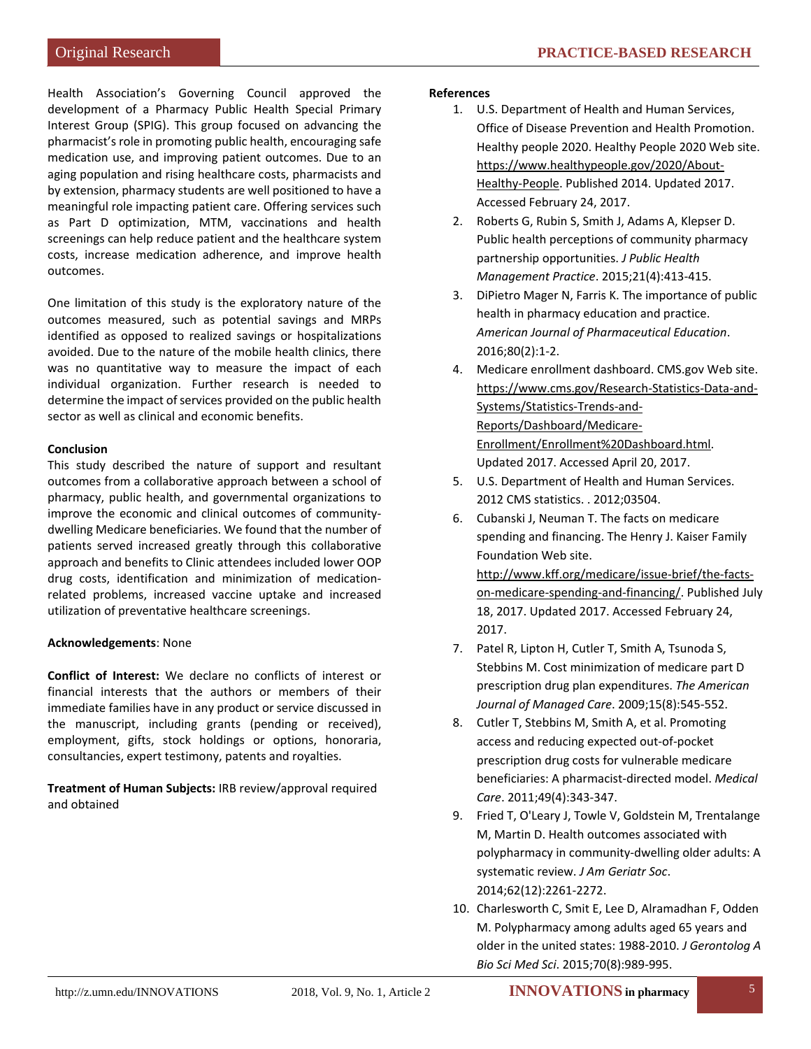Health Association's Governing Council approved the development of a Pharmacy Public Health Special Primary Interest Group (SPIG). This group focused on advancing the pharmacist's role in promoting public health, encouraging safe medication use, and improving patient outcomes. Due to an aging population and rising healthcare costs, pharmacists and by extension, pharmacy students are well positioned to have a meaningful role impacting patient care. Offering services such as Part D optimization, MTM, vaccinations and health screenings can help reduce patient and the healthcare system costs, increase medication adherence, and improve health outcomes.

One limitation of this study is the exploratory nature of the outcomes measured, such as potential savings and MRPs identified as opposed to realized savings or hospitalizations avoided. Due to the nature of the mobile health clinics, there was no quantitative way to measure the impact of each individual organization. Further research is needed to determine the impact of services provided on the public health sector as well as clinical and economic benefits.

**Conclusion**

This study described the nature of support and resultant outcomes from a collaborative approach between a school of pharmacy, public health, and governmental organizations to improve the economic and clinical outcomes of community-dwelling Medicare beneficiaries. We found that the number of patients served increased greatly through this collaborative approach and benefits to Clinic attendees included lower OOP drug costs, identification and minimization of medication-related problems, increased vaccine uptake and increased utilization of preventative healthcare screenings.

**Acknowledgements**: None

**Conflict of Interest:** We declare no conflicts of interest or financial interests that the authors or members of their immediate families have in any product or service discussed in the manuscript, including grants (pending or received), employment, gifts, stock holdings or options, honoraria, consultancies, expert testimony, patents and royalties.

**Treatment of Human Subjects:** IRB review/approval required and obtained

**References**

1. U.S. Department of Health and Human Services, Office of Disease Prevention and Health Promotion. Healthy people 2020. Healthy People 2020 Web site. https://www.healthypeople.gov/2020/About-Healthy-People. Published 2014. Updated 2017. Accessed February 24, 2017.
2. Roberts G, Rubin S, Smith J, Adams A, Klepser D. Public health perceptions of community pharmacy partnership opportunities. *J Public Health Management Practice*. 2015;21(4):413-415.
3. DiPietro Mager N, Farris K. The importance of public health in pharmacy education and practice. *American Journal of Pharmaceutical Education*. 2016;80(2):1-2.
4. Medicare enrollment dashboard. CMS.gov Web site. https://www.cms.gov/Research-Statistics-Data-and-Systems/Statistics-Trends-and-Reports/Dashboard/Medicare-Enrollment/Enrollment%20Dashboard.html. Updated 2017. Accessed April 20, 2017.
5. U.S. Department of Health and Human Services. 2012 CMS statistics. . 2012;03504.
6. Cubanski J, Neuman T. The facts on medicare spending and financing. The Henry J. Kaiser Family Foundation Web site. http://www.kff.org/medicare/issue-brief/the-facts-on-medicare-spending-and-financing/. Published July 18, 2017. Updated 2017. Accessed February 24, 2017.
7. Patel R, Lipton H, Cutler T, Smith A, Tsunoda S, Stebbins M. Cost minimization of medicare part D prescription drug plan expenditures. *The American Journal of Managed Care*. 2009;15(8):545-552.
8. Cutler T, Stebbins M, Smith A, et al. Promoting access and reducing expected out-of-pocket prescription drug costs for vulnerable medicare beneficiaries: A pharmacist-directed model. *Medical Care*. 2011;49(4):343-347.
9. Fried T, O'Leary J, Towle V, Goldstein M, Trentalange M, Martin D. Health outcomes associated with polypharmacy in community-dwelling older adults: A systematic review. *J Am Geriatr Soc*. 2014;62(12):2261-2272.
10. Charlesworth C, Smit E, Lee D, Alramadhan F, Odden M. Polypharmacy among adults aged 65 years and older in the united states: 1988-2010. *J Gerontolog A Bio Sci Med Sci*. 2015;70(8):989-995.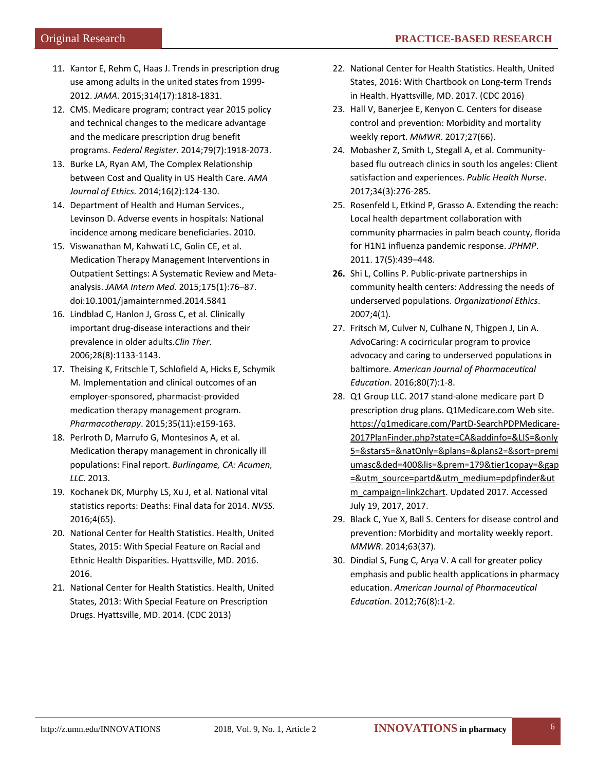11. Kantor E, Rehm C, Haas J. Trends in prescription drug use among adults in the united states from 1999-2012. *JAMA*. 2015;314(17):1818-1831.
12. CMS. Medicare program; contract year 2015 policy and technical changes to the medicare advantage and the medicare prescription drug benefit programs. *Federal Register*. 2014;79(7):1918-2073.
13. Burke LA, Ryan AM, The Complex Relationship between Cost and Quality in US Health Care. *AMA Journal of Ethics.* 2014;16(2):124-130.
14. Department of Health and Human Services., Levinson D. Adverse events in hospitals: National incidence among medicare beneficiaries. 2010.
15. Viswanathan M, Kahwati LC, Golin CE, et al. Medication Therapy Management Interventions in Outpatient Settings: A Systematic Review and Meta-analysis. *JAMA Intern Med.* 2015;175(1):76–87. doi:10.1001/jamainternmed.2014.5841
16. Lindblad C, Hanlon J, Gross C, et al. Clinically important drug-disease interactions and their prevalence in older adults.*Clin Ther*. 2006;28(8):1133-1143.
17. Theising K, Fritschle T, Schlofield A, Hicks E, Schymik M. Implementation and clinical outcomes of an employer-sponsored, pharmacist-provided medication therapy management program. *Pharmacotherapy*. 2015;35(11):e159-163.
18. Perlroth D, Marrufo G, Montesinos A, et al. Medication therapy management in chronically ill populations: Final report. *Burlingame, CA: Acumen, LLC*. 2013.
19. Kochanek DK, Murphy LS, Xu J, et al. National vital statistics reports: Deaths: Final data for 2014. *NVSS*. 2016;4(65).
20. National Center for Health Statistics. Health, United States, 2015: With Special Feature on Racial and Ethnic Health Disparities. Hyattsville, MD. 2016. 2016.
21. National Center for Health Statistics. Health, United States, 2013: With Special Feature on Prescription Drugs. Hyattsville, MD. 2014. (CDC 2013)
22. National Center for Health Statistics. Health, United States, 2016: With Chartbook on Long-term Trends in Health. Hyattsville, MD. 2017. (CDC 2016)
23. Hall V, Banerjee E, Kenyon C. Centers for disease control and prevention: Morbidity and mortality weekly report. *MMWR*. 2017;27(66).
24. Mobasher Z, Smith L, Stegall A, et al. Community-based flu outreach clinics in south los angeles: Client satisfaction and experiences. *Public Health Nurse*. 2017;34(3):276-285.
25. Rosenfeld L, Etkind P, Grasso A. Extending the reach: Local health department collaboration with community pharmacies in palm beach county, florida for H1N1 influenza pandemic response. *JPHMP*. 2011. 17(5):439–448.
26. Shi L, Collins P. Public-private partnerships in community health centers: Addressing the needs of underserved populations. *Organizational Ethics*. 2007;4(1).
27. Fritsch M, Culver N, Culhane N, Thigpen J, Lin A. AdvoCaring: A cocirricular program to provice advocacy and caring to underserved populations in baltimore. *American Journal of Pharmaceutical Education*. 2016;80(7):1-8.
28. Q1 Group LLC. 2017 stand-alone medicare part D prescription drug plans. Q1Medicare.com Web site. https://q1medicare.com/PartD-SearchPDPMedicare-2017PlanFinder.php?state=CA&addinfo=&LIS=&only5=&stars5=&natOnly=&plans=&plans2=&sort=premiumasc&ded=400&lis=&prem=179&tier1copay=&gap=&utm_source=partd&utm_medium=pdpfinder&utm_campaign=link2chart. Updated 2017. Accessed July 19, 2017, 2017.
29. Black C, Yue X, Ball S. Centers for disease control and prevention: Morbidity and mortality weekly report. *MMWR*. 2014;63(37).
30. Dindial S, Fung C, Arya V. A call for greater policy emphasis and public health applications in pharmacy education. *American Journal of Pharmaceutical Education*. 2012;76(8):1-2.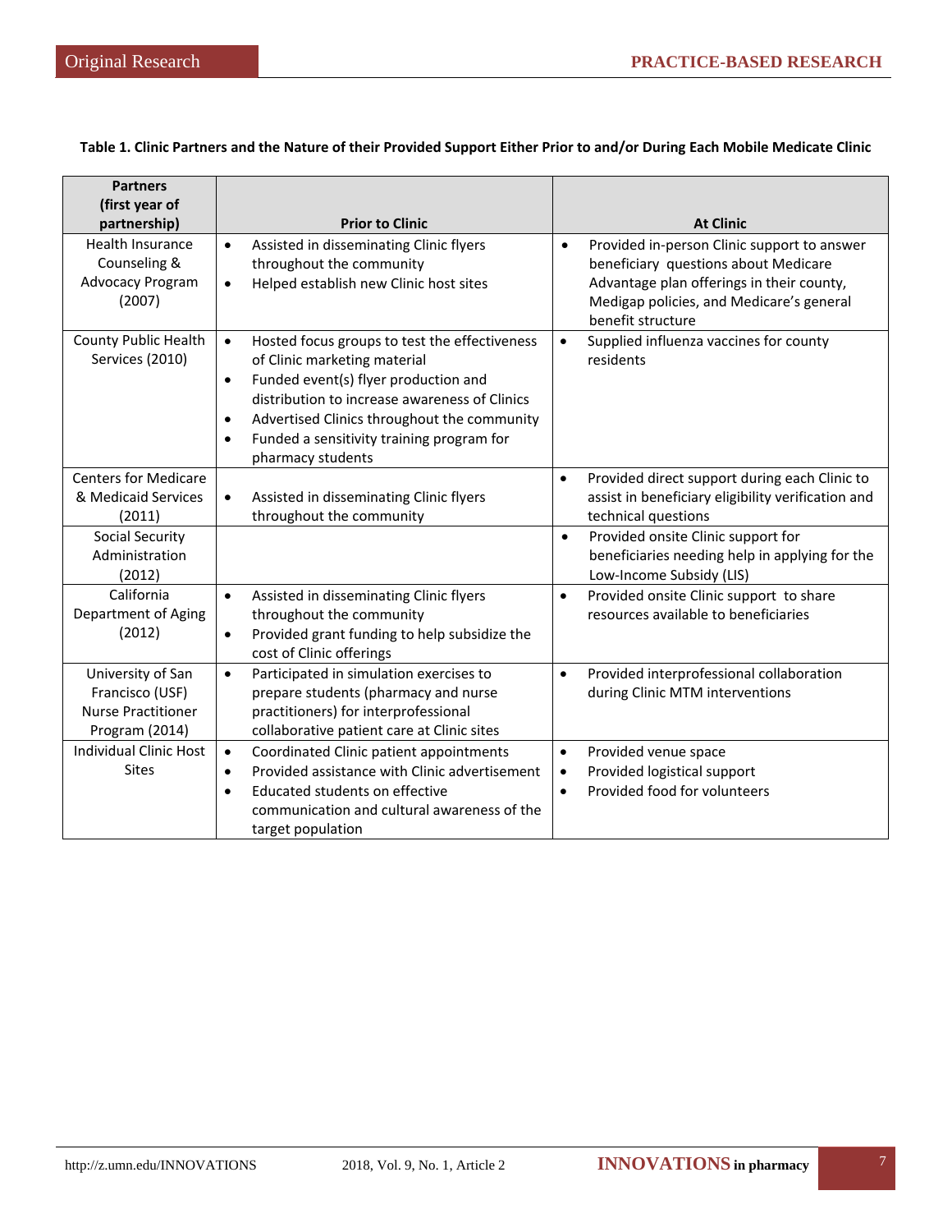**Table 1. Clinic Partners and the Nature of their Provided Support Either Prior to and/or During Each Mobile Medicate Clinic**

| Partners (first year of partnership) | Prior to Clinic | At Clinic |
|---|---|---|
| Health Insurance Counseling & Advocacy Program (2007) | • Assisted in disseminating Clinic flyers throughout the community<br>• Helped establish new Clinic host sites | • Provided in-person Clinic support to answer beneficiary questions about Medicare Advantage plan offerings in their county, Medigap policies, and Medicare's general benefit structure |
| County Public Health Services (2010) | • Hosted focus groups to test the effectiveness of Clinic marketing material<br>• Funded event(s) flyer production and distribution to increase awareness of Clinics<br>• Advertised Clinics throughout the community<br>• Funded a sensitivity training program for pharmacy students | • Supplied influenza vaccines for county residents |
| Centers for Medicare & Medicaid Services (2011) | • Assisted in disseminating Clinic flyers throughout the community | • Provided direct support during each Clinic to assist in beneficiary eligibility verification and technical questions |
| Social Security Administration (2012) | | • Provided onsite Clinic support for beneficiaries needing help in applying for the Low-Income Subsidy (LIS) |
| California Department of Aging (2012) | • Assisted in disseminating Clinic flyers throughout the community<br>• Provided grant funding to help subsidize the cost of Clinic offerings | • Provided onsite Clinic support to share resources available to beneficiaries |
| University of San Francisco (USF) Nurse Practitioner Program (2014) | • Participated in simulation exercises to prepare students (pharmacy and nurse practitioners) for interprofessional collaborative patient care at Clinic sites | • Provided interprofessional collaboration during Clinic MTM interventions |
| Individual Clinic Host Sites | • Coordinated Clinic patient appointments<br>• Provided assistance with Clinic advertisement<br>• Educated students on effective communication and cultural awareness of the target population | • Provided venue space<br>• Provided logistical support<br>• Provided food for volunteers |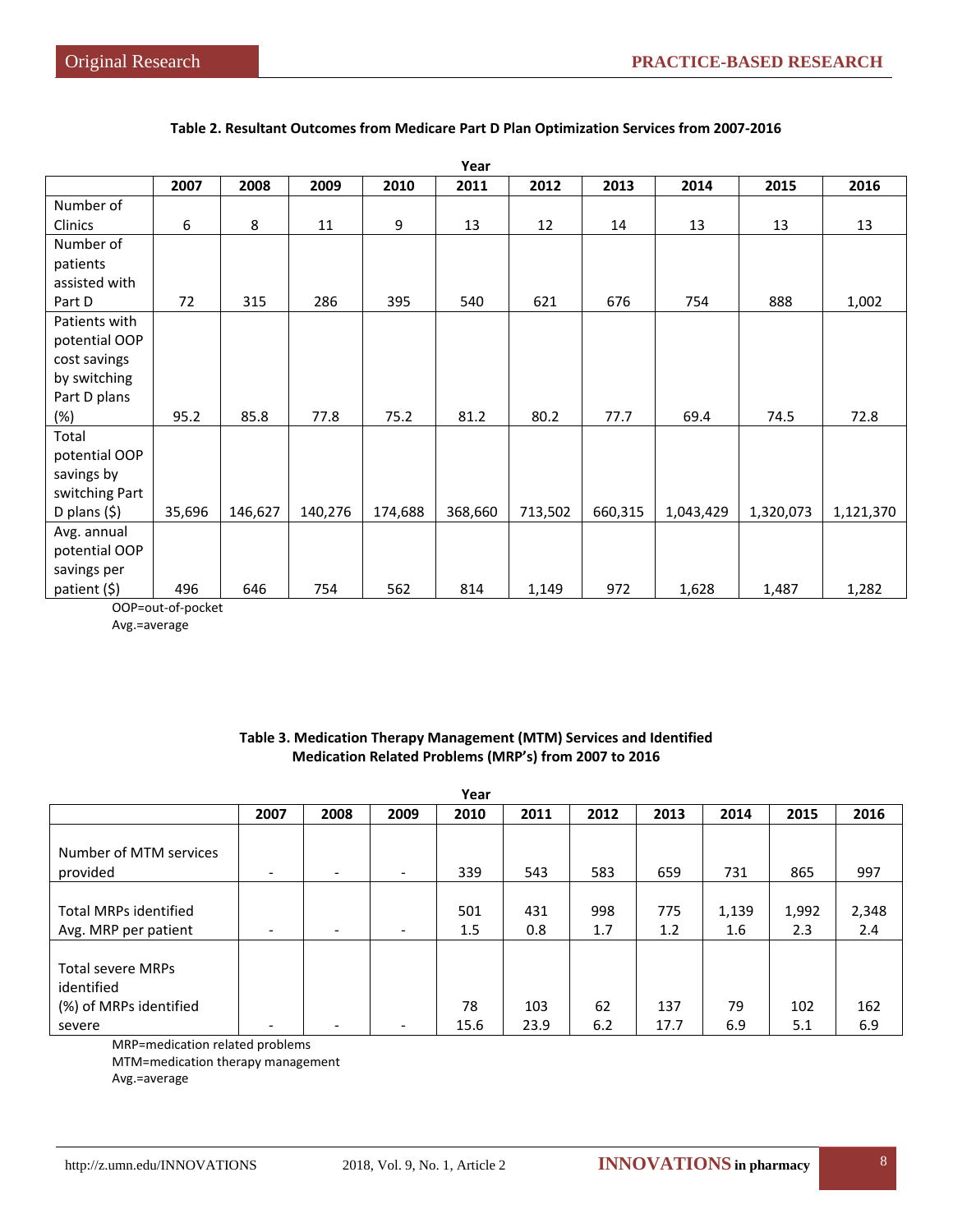**Table 2. Resultant Outcomes from Medicare Part D Plan Optimization Services from 2007-2016**

| | Year | | | | | | | | | |
|---|---|---|---|---|---|---|---|---|---|---|
| | 2007 | 2008 | 2009 | 2010 | 2011 | 2012 | 2013 | 2014 | 2015 | 2016 |
| Number of Clinics | 6 | 8 | 11 | 9 | 13 | 12 | 14 | 13 | 13 | 13 |
| Number of patients assisted with Part D | 72 | 315 | 286 | 395 | 540 | 621 | 676 | 754 | 888 | 1,002 |
| Patients with potential OOP cost savings by switching Part D plans (%) | 95.2 | 85.8 | 77.8 | 75.2 | 81.2 | 80.2 | 77.7 | 69.4 | 74.5 | 72.8 |
| Total potential OOP savings by switching Part D plans ($) | 35,696 | 146,627 | 140,276 | 174,688 | 368,660 | 713,502 | 660,315 | 1,043,429 | 1,320,073 | 1,121,370 |
| Avg. annual potential OOP savings per patient ($) | 496 | 646 | 754 | 562 | 814 | 1,149 | 972 | 1,628 | 1,487 | 1,282 |

OOP=out-of-pocket
Avg.=average

**Table 3. Medication Therapy Management (MTM) Services and Identified Medication Related Problems (MRP's) from 2007 to 2016**

| | Year | | | | | | | | | |
|---|---|---|---|---|---|---|---|---|---|---|
| | 2007 | 2008 | 2009 | 2010 | 2011 | 2012 | 2013 | 2014 | 2015 | 2016 |
| Number of MTM services provided | - | - | - | 339 | 543 | 583 | 659 | 731 | 865 | 997 |
| Total MRPs identified | | | | 501 | 431 | 998 | 775 | 1,139 | 1,992 | 2,348 |
| Avg. MRP per patient | - | - | - | 1.5 | 0.8 | 1.7 | 1.2 | 1.6 | 2.3 | 2.4 |
| Total severe MRPs identified | | | | 78 | 103 | 62 | 137 | 79 | 102 | 162 |
| (%) of MRPs identified severe | - | - | - | 15.6 | 23.9 | 6.2 | 17.7 | 6.9 | 5.1 | 6.9 |

MRP=medication related problems
MTM=medication therapy management
Avg.=average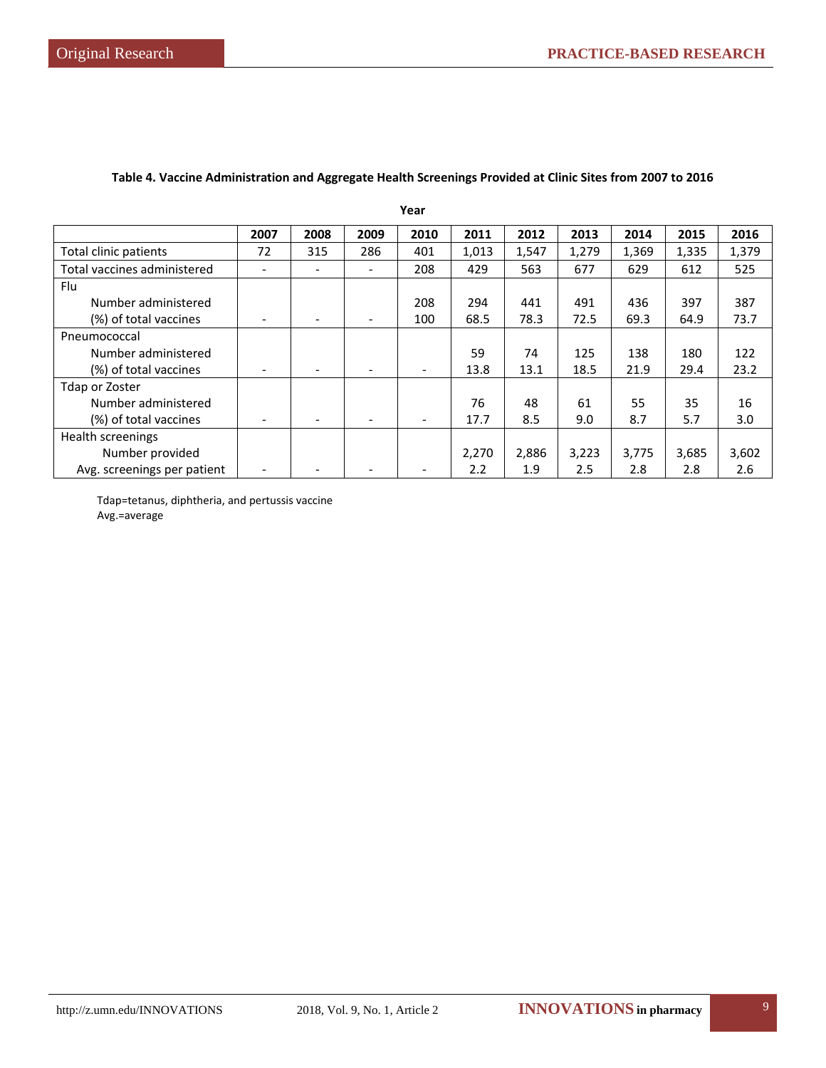**Table 4. Vaccine Administration and Aggregate Health Screenings Provided at Clinic Sites from 2007 to 2016**

| | Year | | | | | | | | | |
|---|---|---|---|---|---|---|---|---|---|---|
| | 2007 | 2008 | 2009 | 2010 | 2011 | 2012 | 2013 | 2014 | 2015 | 2016 |
| Total clinic patients | 72 | 315 | 286 | 401 | 1,013 | 1,547 | 1,279 | 1,369 | 1,335 | 1,379 |
| Total vaccines administered | - | - | - | 208 | 429 | 563 | 677 | 629 | 612 | 525 |
| Flu | | | | | | | | | | |
| Number administered | | | | 208 | 294 | 441 | 491 | 436 | 397 | 387 |
| (%) of total vaccines | - | - | - | 100 | 68.5 | 78.3 | 72.5 | 69.3 | 64.9 | 73.7 |
| Pneumococcal | | | | | | | | | | |
| Number administered | | | | | 59 | 74 | 125 | 138 | 180 | 122 |
| (%) of total vaccines | - | - | - | - | 13.8 | 13.1 | 18.5 | 21.9 | 29.4 | 23.2 |
| Tdap or Zoster | | | | | | | | | | |
| Number administered | | | | | 76 | 48 | 61 | 55 | 35 | 16 |
| (%) of total vaccines | - | - | - | - | 17.7 | 8.5 | 9.0 | 8.7 | 5.7 | 3.0 |
| Health screenings | | | | | | | | | | |
| Number provided | | | | | 2,270 | 2,886 | 3,223 | 3,775 | 3,685 | 3,602 |
| Avg. screenings per patient | - | - | - | - | 2.2 | 1.9 | 2.5 | 2.8 | 2.8 | 2.6 |

Tdap=tetanus, diphtheria, and pertussis vaccine
Avg.=average